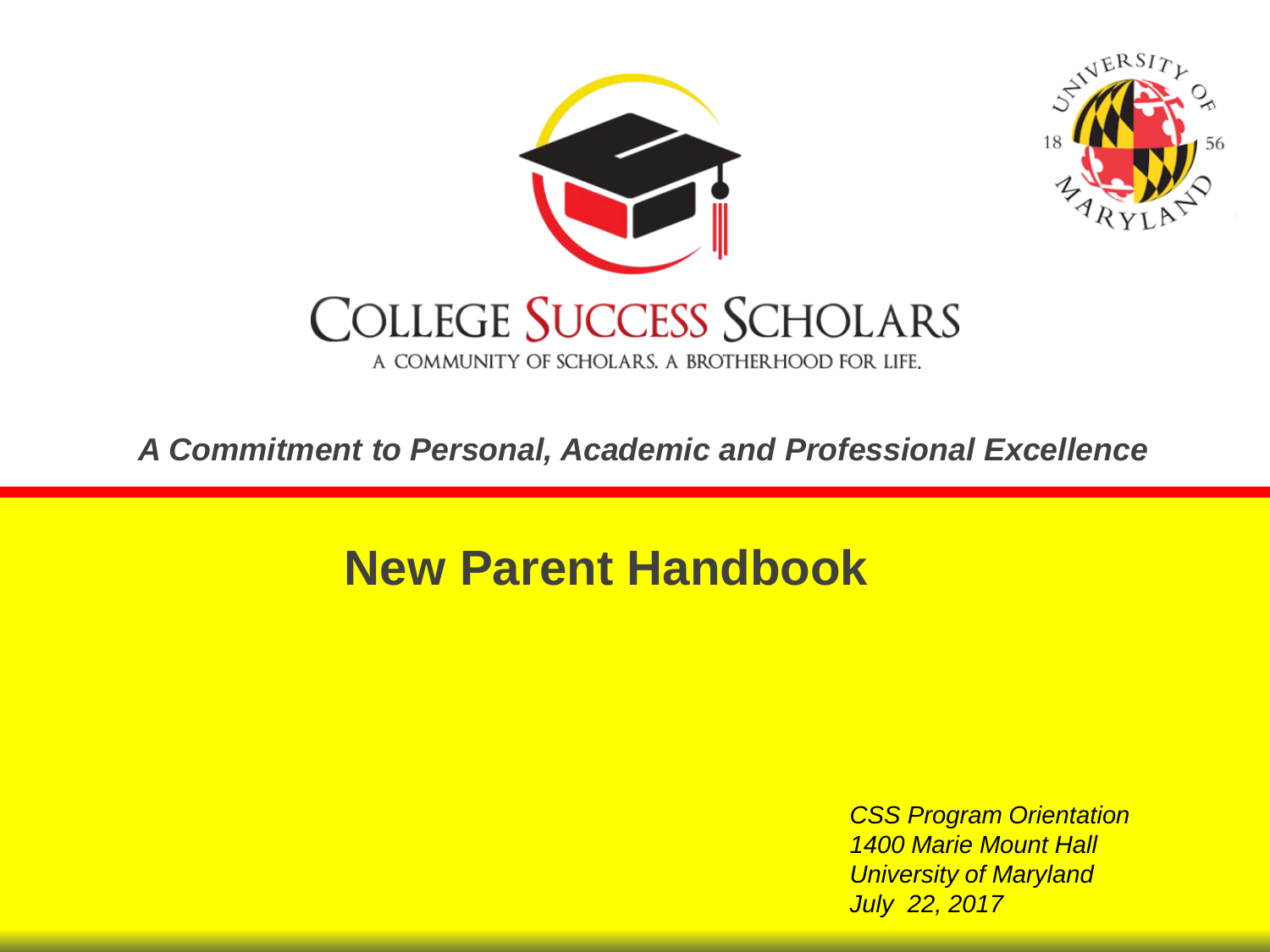# College Success Scholars

A COMMUNITY OF SCHOLARS. A BROTHERHOOD FOR LIFE.

***A Commitment to Personal, Academic and Professional Excellence***

## New Parent Handbook

*CSS Program Orientation*
*1400 Marie Mount Hall*
*University of Maryland*
*July 22, 2017*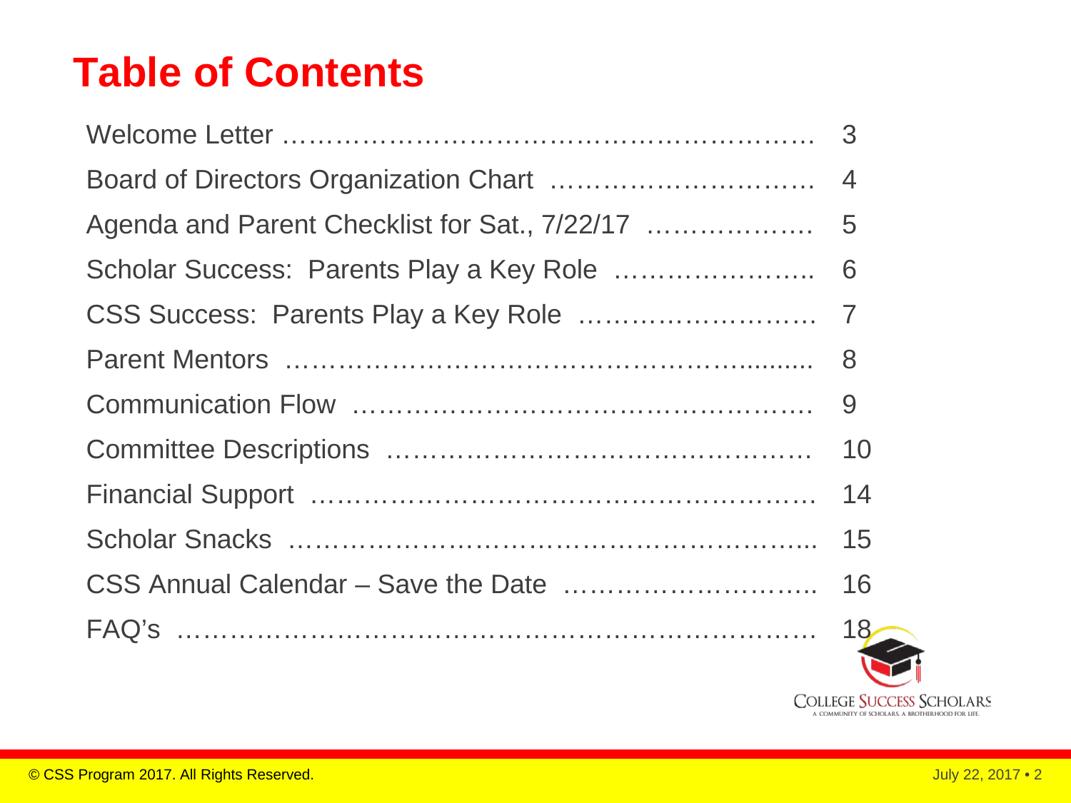# Table of Contents

| | |
|---|---|
| Welcome Letter | 3 |
| Board of Directors Organization Chart | 4 |
| Agenda and Parent Checklist for Sat., 7/22/17 | 5 |
| Scholar Success: Parents Play a Key Role | 6 |
| CSS Success: Parents Play a Key Role | 7 |
| Parent Mentors | 8 |
| Communication Flow | 9 |
| Committee Descriptions | 10 |
| Financial Support | 14 |
| Scholar Snacks | 15 |
| CSS Annual Calendar – Save the Date | 16 |
| FAQ's | 18 |

COLLEGE SUCCESS SCHOLARS
A COMMUNITY OF SCHOLARS. A BROTHERHOOD FOR LIFE.

© CSS Program 2017. All Rights Reserved.

July 22, 2017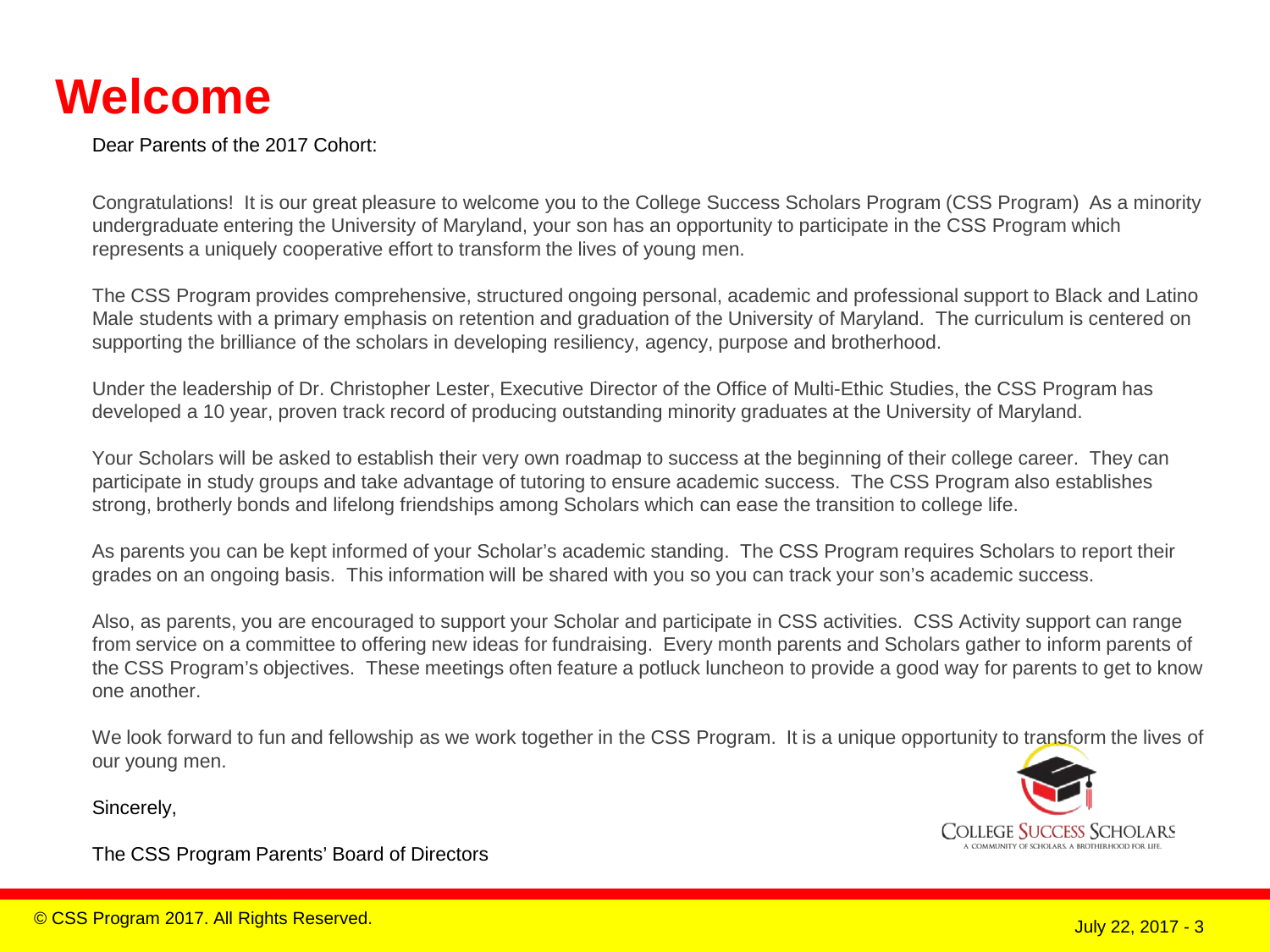# Welcome

Dear Parents of the 2017 Cohort:

Congratulations! It is our great pleasure to welcome you to the College Success Scholars Program (CSS Program) As a minority undergraduate entering the University of Maryland, your son has an opportunity to participate in the CSS Program which represents a uniquely cooperative effort to transform the lives of young men.

The CSS Program provides comprehensive, structured ongoing personal, academic and professional support to Black and Latino Male students with a primary emphasis on retention and graduation of the University of Maryland. The curriculum is centered on supporting the brilliance of the scholars in developing resiliency, agency, purpose and brotherhood.

Under the leadership of Dr. Christopher Lester, Executive Director of the Office of Multi-Ethic Studies, the CSS Program has developed a 10 year, proven track record of producing outstanding minority graduates at the University of Maryland.

Your Scholars will be asked to establish their very own roadmap to success at the beginning of their college career. They can participate in study groups and take advantage of tutoring to ensure academic success. The CSS Program also establishes strong, brotherly bonds and lifelong friendships among Scholars which can ease the transition to college life.

As parents you can be kept informed of your Scholar's academic standing. The CSS Program requires Scholars to report their grades on an ongoing basis. This information will be shared with you so you can track your son's academic success.

Also, as parents, you are encouraged to support your Scholar and participate in CSS activities. CSS Activity support can range from service on a committee to offering new ideas for fundraising. Every month parents and Scholars gather to inform parents of the CSS Program's objectives. These meetings often feature a potluck luncheon to provide a good way for parents to get to know one another.

We look forward to fun and fellowship as we work together in the CSS Program. It is a unique opportunity to transform the lives of our young men.

Sincerely,

The CSS Program Parents' Board of Directors

COLLEGE SUCCESS SCHOLARS
A COMMUNITY OF SCHOLARS. A BROTHERHOOD FOR LIFE.

© CSS Program 2017. All Rights Reserved.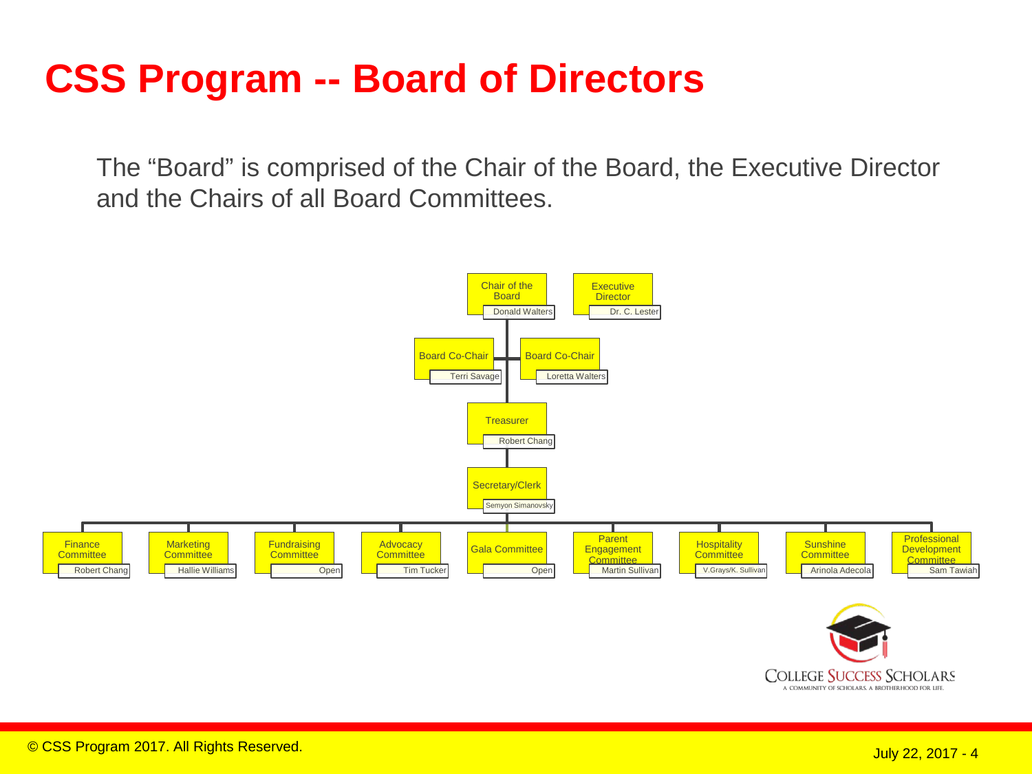# CSS Program -- Board of Directors

The "Board" is comprised of the Chair of the Board, the Executive Director and the Chairs of all Board Committees.

- Chair of the Board: Donald Walters
- Executive Director: Dr. C. Lester
- Board Co-Chair: Terri Savage
- Board Co-Chair: Loretta Walters
- Treasurer: Robert Chang
- Secretary/Clerk: Semyon Simanovsky

| Committee | Chair |
| --- | --- |
| Finance Committee | Robert Chang |
| Marketing Committee | Hallie Williams |
| Fundraising Committee | Open |
| Advocacy Committee | Tim Tucker |
| Gala Committee | Open |
| Parent Engagement Committee | Martin Sullivan |
| Hospitality Committee | V.Grays/K. Sullivan |
| Sunshine Committee | Arinola Adecola |
| Professional Development Committee | Sam Tawiah |

COLLEGE SUCCESS SCHOLARS
A COMMUNITY OF SCHOLARS. A BROTHERHOOD FOR LIFE.

© CSS Program 2017. All Rights Reserved.

July 22, 2017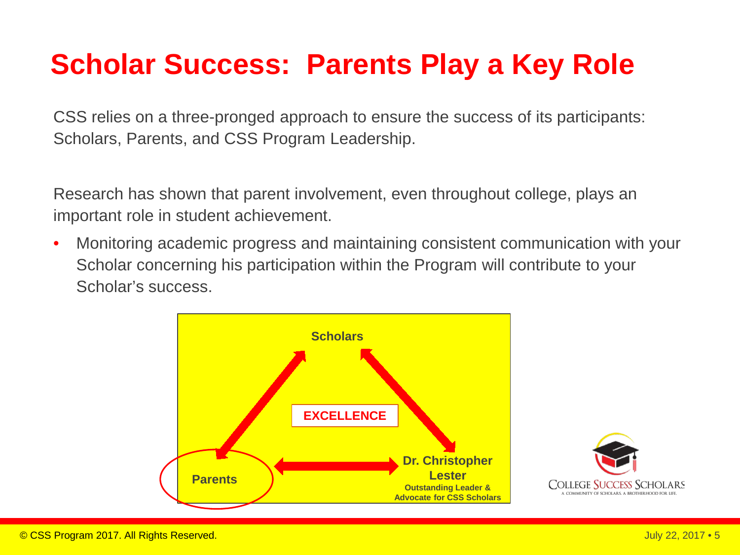# Scholar Success: Parents Play a Key Role

CSS relies on a three-pronged approach to ensure the success of its participants: Scholars, Parents, and CSS Program Leadership.

Research has shown that parent involvement, even throughout college, plays an important role in student achievement.

- Monitoring academic progress and maintaining consistent communication with your Scholar concerning his participation within the Program will contribute to your Scholar's success.

Scholars

EXCELLENCE

Parents

**Dr. Christopher Lester**
**Outstanding Leader & Advocate for CSS Scholars**

COLLEGE SUCCESS SCHOLARS
A COMMUNITY OF SCHOLARS. A BROTHERHOOD FOR LIFE.

© CSS Program 2017. All Rights Reserved.

July 22, 2017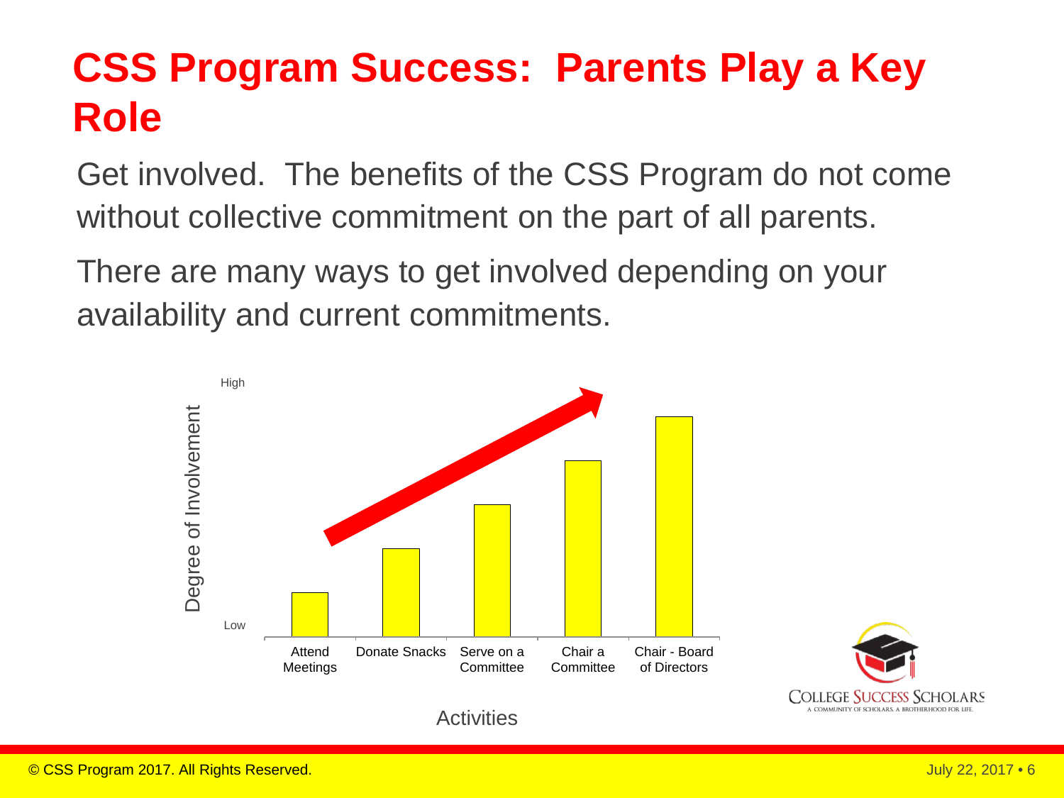# CSS Program Success: Parents Play a Key Role

Get involved. The benefits of the CSS Program do not come without collective commitment on the part of all parents.

There are many ways to get involved depending on your availability and current commitments.

Degree of Involvement

High

Low

Attend Meetings | Donate Snacks | Serve on a Committee | Chair a Committee | Chair - Board of Directors

Activities

COLLEGE SUCCESS SCHOLARS
A COMMUNITY OF SCHOLARS. A BROTHERHOOD FOR LIFE.

© CSS Program 2017. All Rights Reserved.

July 22, 2017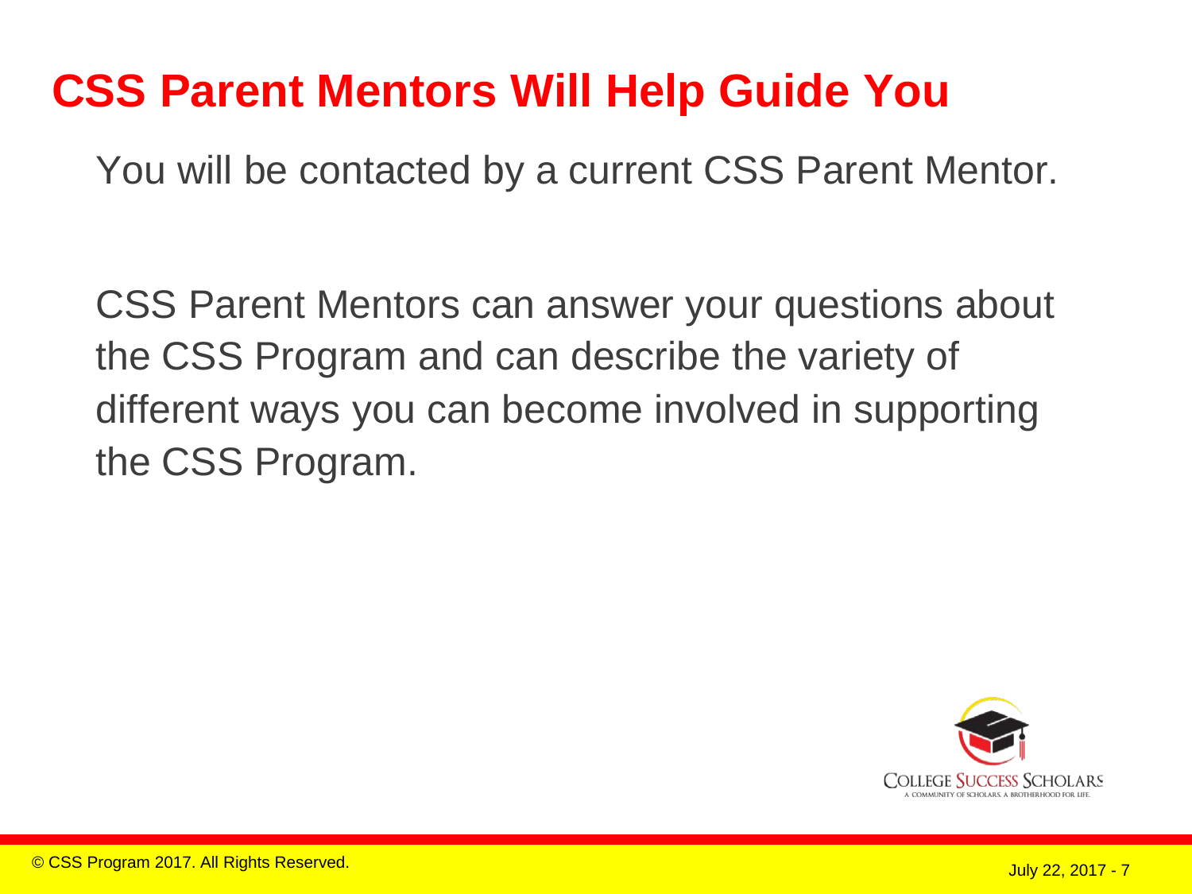# CSS Parent Mentors Will Help Guide You

You will be contacted by a current CSS Parent Mentor.

CSS Parent Mentors can answer your questions about the CSS Program and can describe the variety of different ways you can become involved in supporting the CSS Program.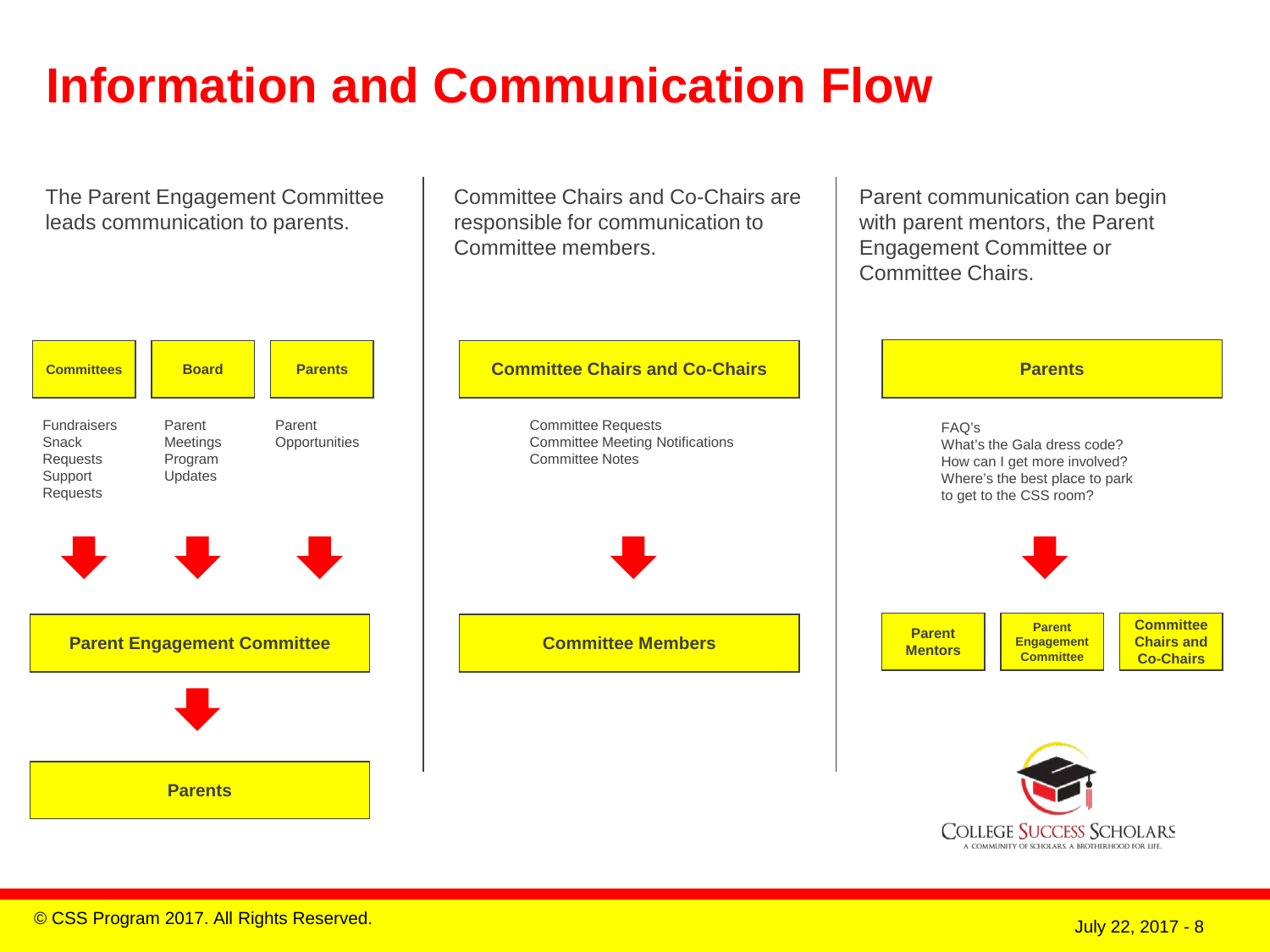# Information and Communication Flow

The Parent Engagement Committee leads communication to parents.

**Committees**
- Fundraisers
- Snack Requests
- Support Requests

**Board**
- Parent Meetings
- Program Updates

**Parents**
- Parent Opportunities

↓

**Parent Engagement Committee**

↓

**Parents**

Committee Chairs and Co-Chairs are responsible for communication to Committee members.

**Committee Chairs and Co-Chairs**
- Committee Requests
- Committee Meeting Notifications
- Committee Notes

↓

**Committee Members**

Parent communication can begin with parent mentors, the Parent Engagement Committee or Committee Chairs.

**Parents**

FAQ's
- What's the Gala dress code?
- How can I get more involved?
- Where's the best place to park to get to the CSS room?

↓

**Parent Mentors** | **Parent Engagement Committee** | **Committee Chairs and Co-Chairs**

College Success Scholars
A community of scholars. A brotherhood for life.

© CSS Program 2017. All Rights Reserved.

July 22, 2017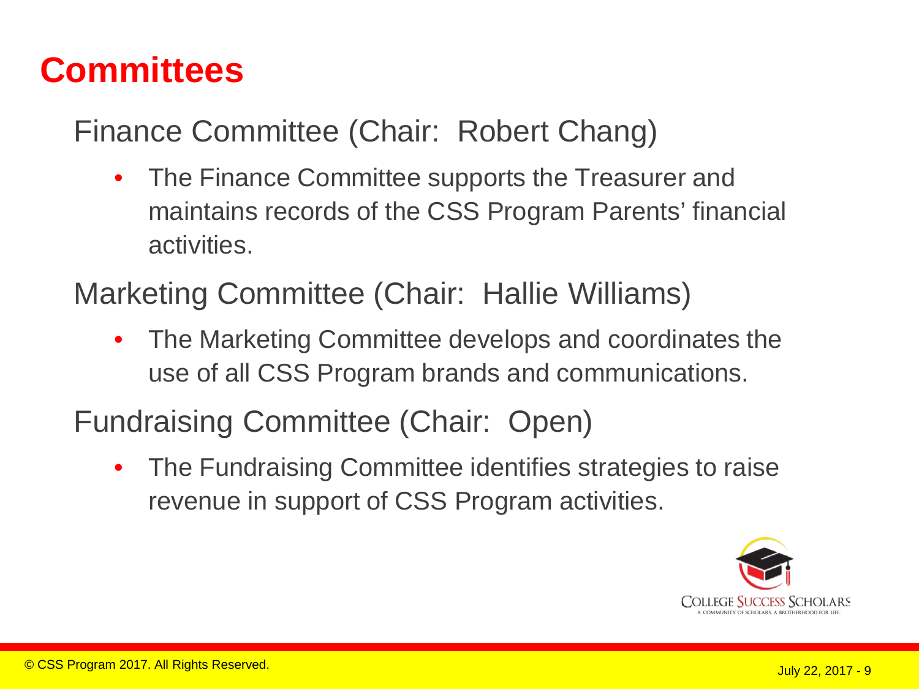# Committees

## Finance Committee (Chair: Robert Chang)

- The Finance Committee supports the Treasurer and maintains records of the CSS Program Parents' financial activities.

## Marketing Committee (Chair: Hallie Williams)

- The Marketing Committee develops and coordinates the use of all CSS Program brands and communications.

## Fundraising Committee (Chair: Open)

- The Fundraising Committee identifies strategies to raise revenue in support of CSS Program activities.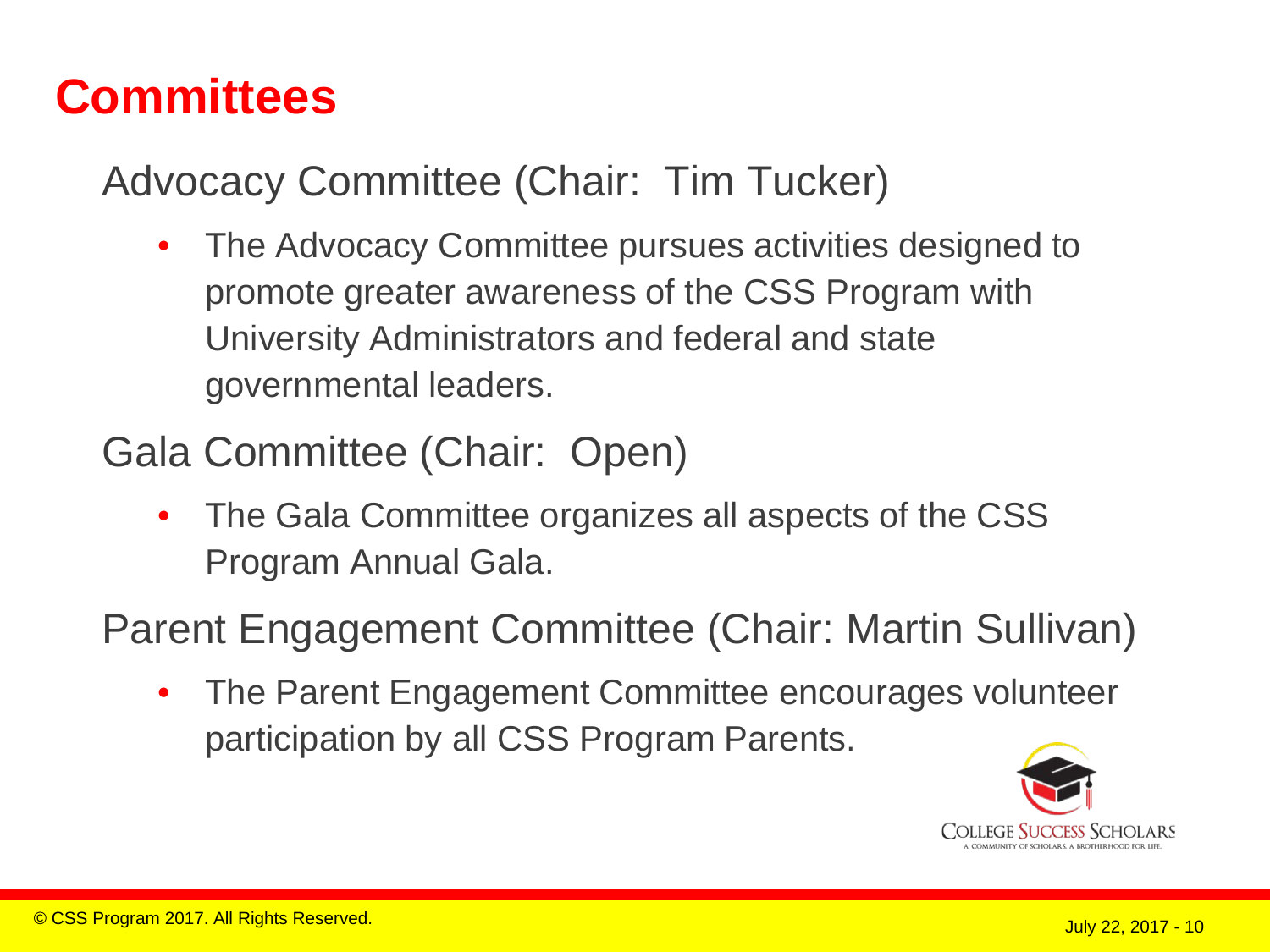# Committees

## Advocacy Committee (Chair: Tim Tucker)

- The Advocacy Committee pursues activities designed to promote greater awareness of the CSS Program with University Administrators and federal and state governmental leaders.

## Gala Committee (Chair: Open)

- The Gala Committee organizes all aspects of the CSS Program Annual Gala.

## Parent Engagement Committee (Chair: Martin Sullivan)

- The Parent Engagement Committee encourages volunteer participation by all CSS Program Parents.

COLLEGE SUCCESS SCHOLARS
A COMMUNITY OF SCHOLARS. A BROTHERHOOD FOR LIFE.

© CSS Program 2017. All Rights Reserved.

July 22, 2017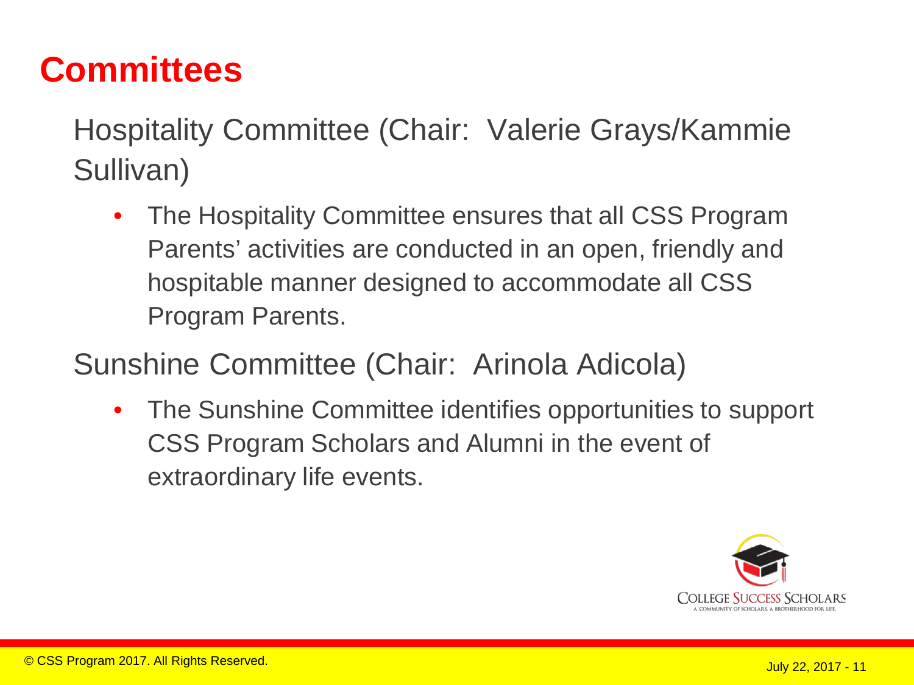# Committees

Hospitality Committee (Chair: Valerie Grays/Kammie Sullivan)

- The Hospitality Committee ensures that all CSS Program Parents' activities are conducted in an open, friendly and hospitable manner designed to accommodate all CSS Program Parents.

Sunshine Committee (Chair: Arinola Adicola)

- The Sunshine Committee identifies opportunities to support CSS Program Scholars and Alumni in the event of extraordinary life events.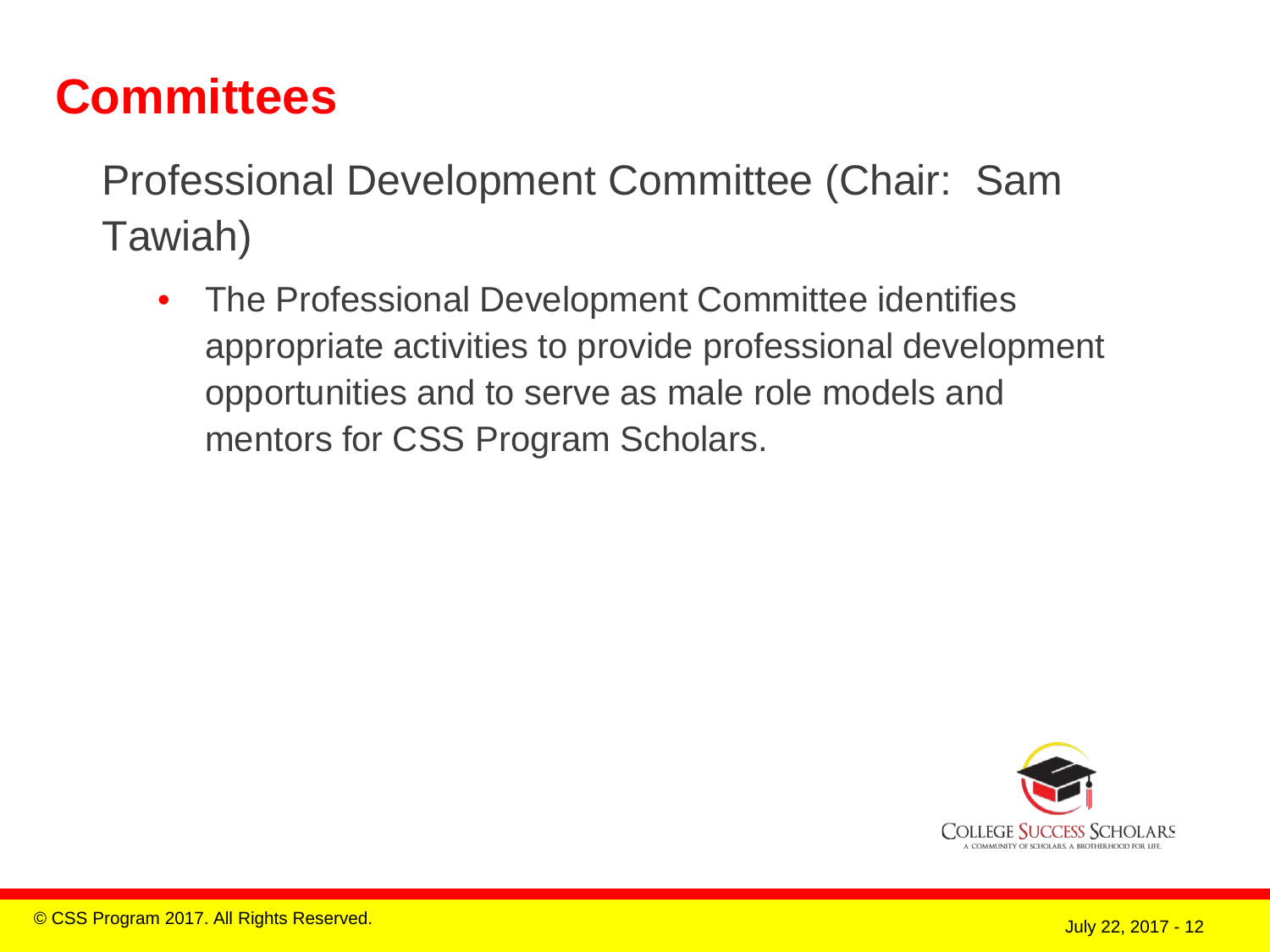# Committees

Professional Development Committee (Chair: Sam Tawiah)

- The Professional Development Committee identifies appropriate activities to provide professional development opportunities and to serve as male role models and mentors for CSS Program Scholars.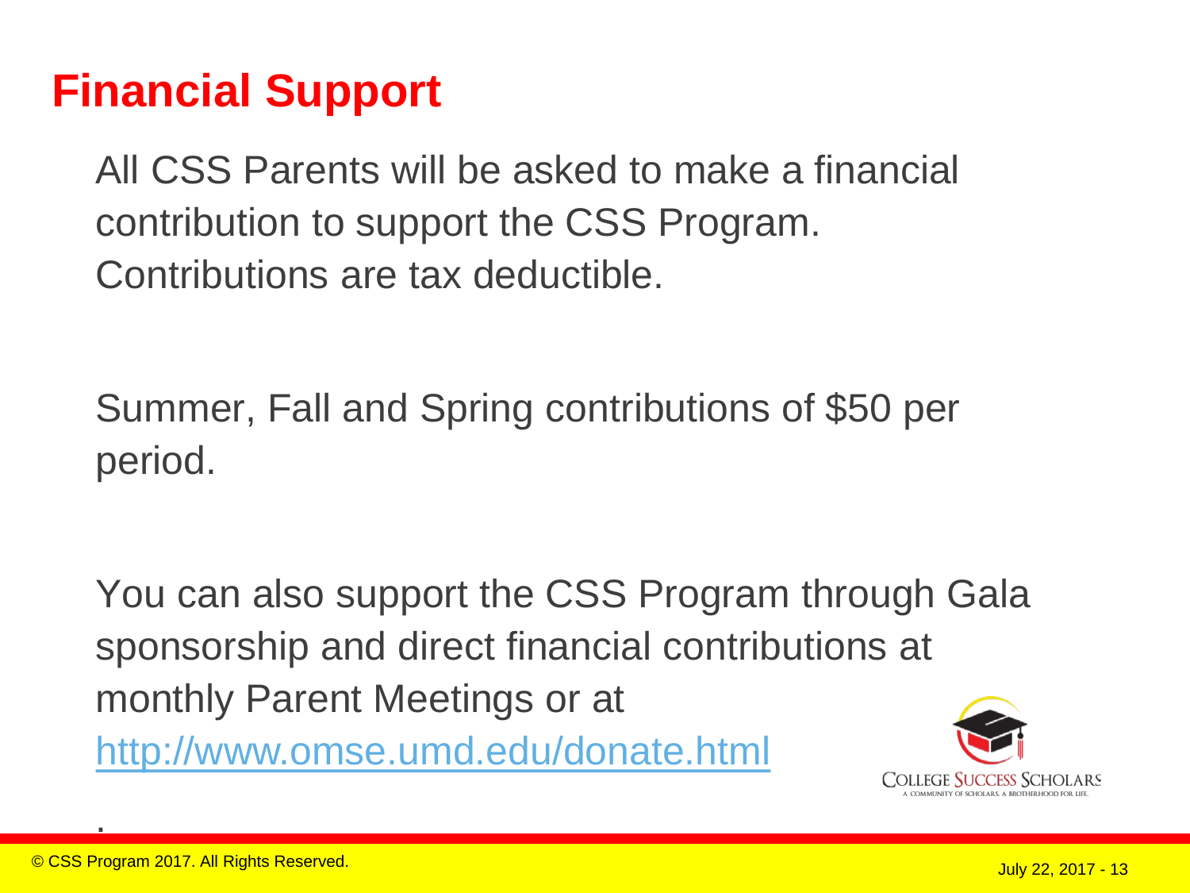# Financial Support

All CSS Parents will be asked to make a financial contribution to support the CSS Program. Contributions are tax deductible.

Summer, Fall and Spring contributions of $50 per period.

You can also support the CSS Program through Gala sponsorship and direct financial contributions at monthly Parent Meetings or at http://www.omse.umd.edu/donate.html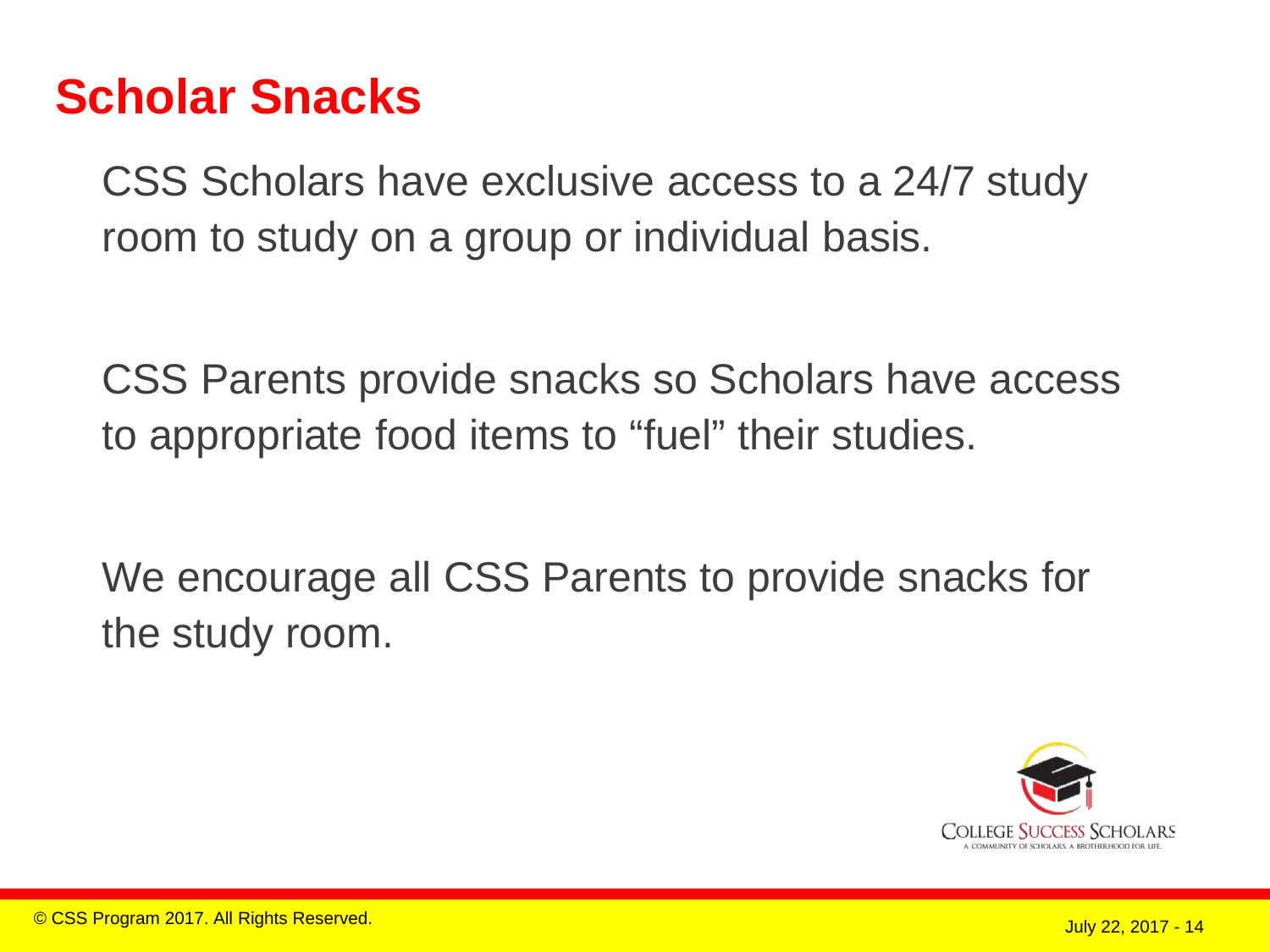# Scholar Snacks

CSS Scholars have exclusive access to a 24/7 study room to study on a group or individual basis.

CSS Parents provide snacks so Scholars have access to appropriate food items to “fuel” their studies.

We encourage all CSS Parents to provide snacks for the study room.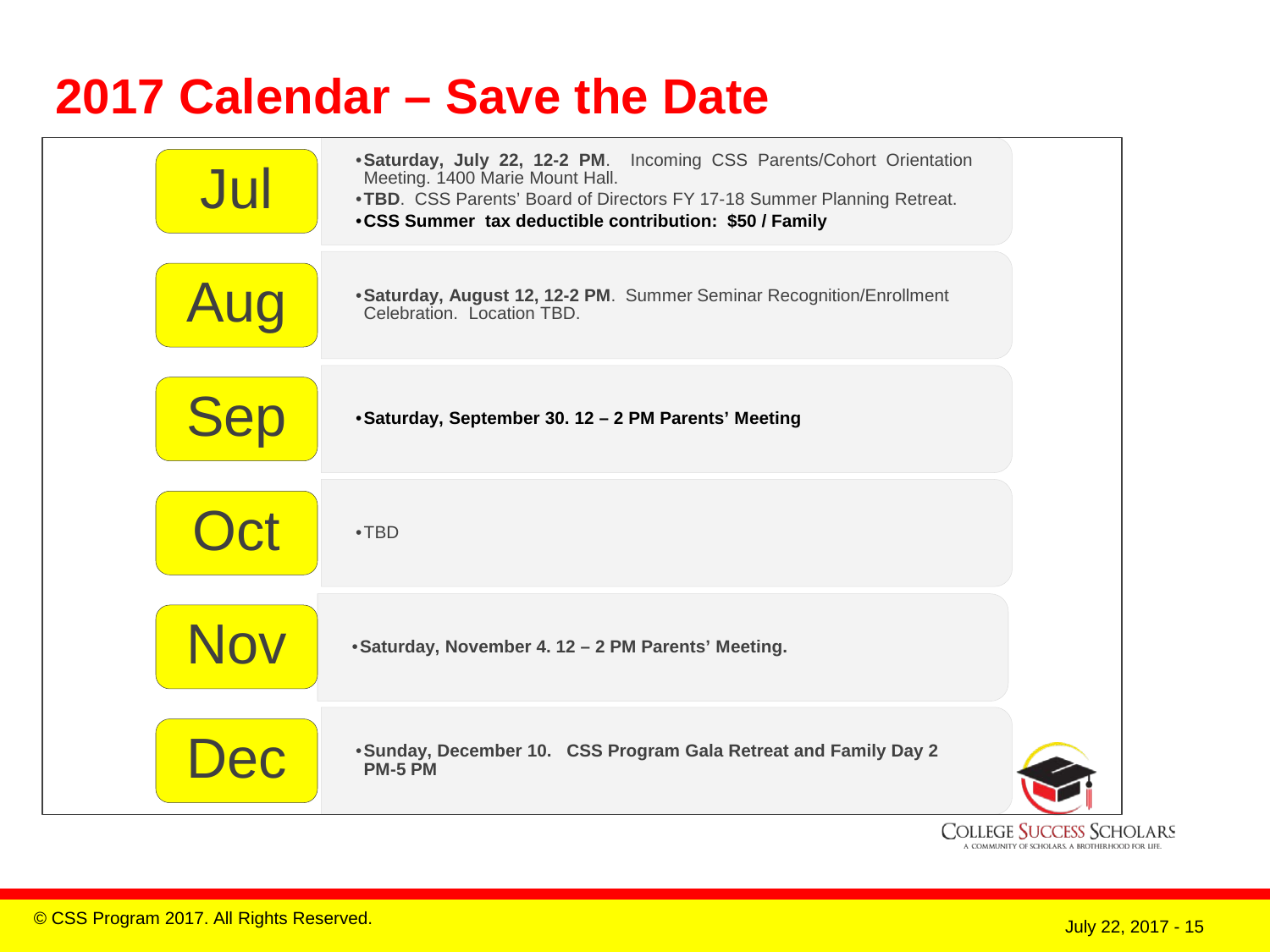# 2017 Calendar – Save the Date

| Month | Events |
| --- | --- |
| Jul | • **Saturday, July 22, 12-2 PM**. Incoming CSS Parents/Cohort Orientation Meeting. 1400 Marie Mount Hall.<br>• **TBD**. CSS Parents' Board of Directors FY 17-18 Summer Planning Retreat.<br>• **CSS Summer tax deductible contribution: $50 / Family** |
| Aug | • **Saturday, August 12, 12-2 PM**. Summer Seminar Recognition/Enrollment Celebration. Location TBD. |
| Sep | • **Saturday, September 30. 12 – 2 PM Parents' Meeting** |
| Oct | • TBD |
| Nov | • **Saturday, November 4. 12 – 2 PM Parents' Meeting.** |
| Dec | • **Sunday, December 10. CSS Program Gala Retreat and Family Day 2 PM-5 PM** |

College Success Scholars
A COMMUNITY OF SCHOLARS. A BROTHERHOOD FOR LIFE.

© CSS Program 2017. All Rights Reserved.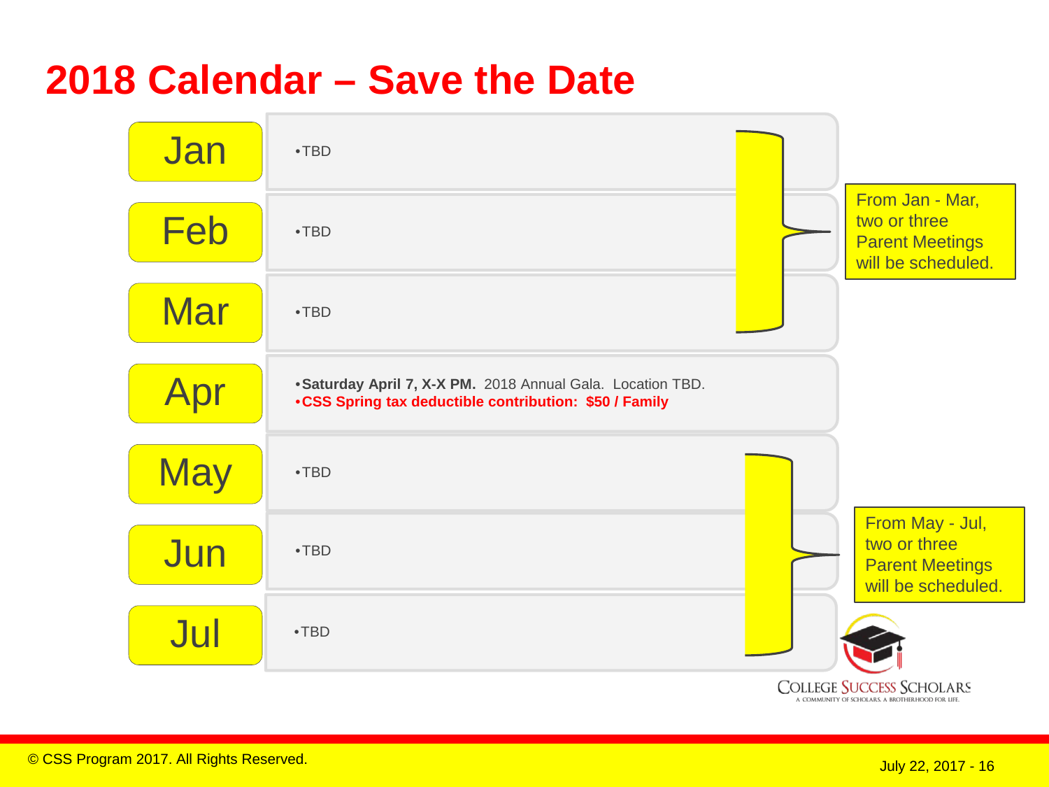# 2018 Calendar – Save the Date

| Month | Events |
| --- | --- |
| Jan | • TBD |
| Feb | • TBD |
| Mar | • TBD |
| Apr | • **Saturday April 7, X-X PM.** 2018 Annual Gala. Location TBD.<br>• **CSS Spring tax deductible contribution: $50 / Family** |
| May | • TBD |
| Jun | • TBD |
| Jul | • TBD |

From Jan - Mar, two or three Parent Meetings will be scheduled.

From May - Jul, two or three Parent Meetings will be scheduled.

COLLEGE SUCCESS SCHOLARS
A COMMUNITY OF SCHOLARS. A BROTHERHOOD FOR LIFE.

© CSS Program 2017. All Rights Reserved.

July 22, 2017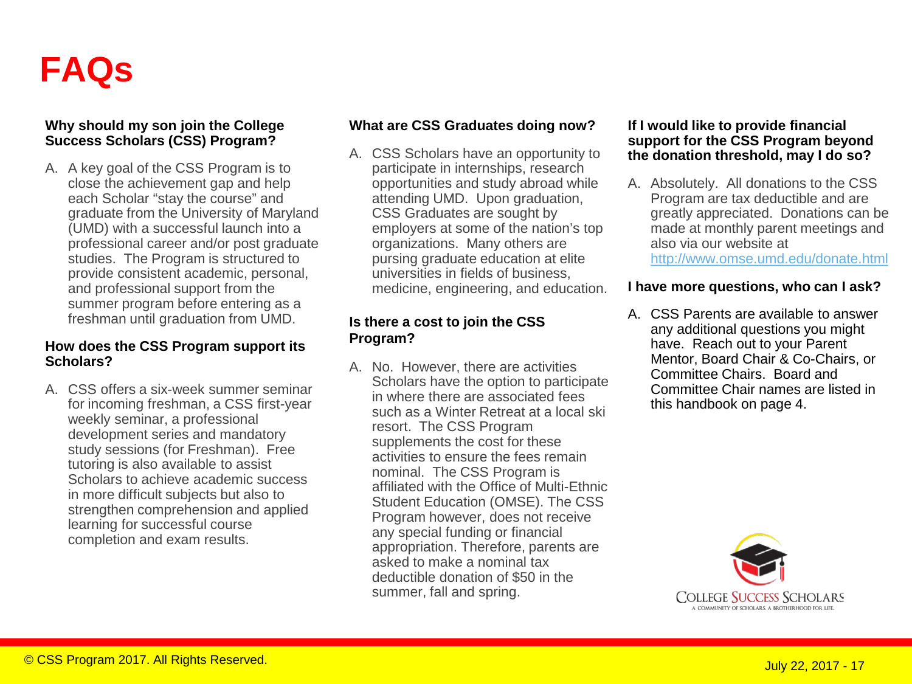# FAQs

**Why should my son join the College Success Scholars (CSS) Program?**

A. A key goal of the CSS Program is to close the achievement gap and help each Scholar "stay the course" and graduate from the University of Maryland (UMD) with a successful launch into a professional career and/or post graduate studies. The Program is structured to provide consistent academic, personal, and professional support from the summer program before entering as a freshman until graduation from UMD.

**How does the CSS Program support its Scholars?**

A. CSS offers a six-week summer seminar for incoming freshman, a CSS first-year weekly seminar, a professional development series and mandatory study sessions (for Freshman). Free tutoring is also available to assist Scholars to achieve academic success in more difficult subjects but also to strengthen comprehension and applied learning for successful course completion and exam results.

**What are CSS Graduates doing now?**

A. CSS Scholars have an opportunity to participate in internships, research opportunities and study abroad while attending UMD. Upon graduation, CSS Graduates are sought by employers at some of the nation's top organizations. Many others are pursing graduate education at elite universities in fields of business, medicine, engineering, and education.

**Is there a cost to join the CSS Program?**

A. No. However, there are activities Scholars have the option to participate in where there are associated fees such as a Winter Retreat at a local ski resort. The CSS Program supplements the cost for these activities to ensure the fees remain nominal. The CSS Program is affiliated with the Office of Multi-Ethnic Student Education (OMSE). The CSS Program however, does not receive any special funding or financial appropriation. Therefore, parents are asked to make a nominal tax deductible donation of $50 in the summer, fall and spring.

**If I would like to provide financial support for the CSS Program beyond the donation threshold, may I do so?**

A. Absolutely. All donations to the CSS Program are tax deductible and are greatly appreciated. Donations can be made at monthly parent meetings and also via our website at [http://www.omse.umd.edu/donate.html](http://www.omse.umd.edu/donate.html)

**I have more questions, who can I ask?**

A. CSS Parents are available to answer any additional questions you might have. Reach out to your Parent Mentor, Board Chair & Co-Chairs, or Committee Chairs. Board and Committee Chair names are listed in this handbook on page 4.

COLLEGE SUCCESS SCHOLARS
A COMMUNITY OF SCHOLARS. A BROTHERHOOD FOR LIFE.

© CSS Program 2017. All Rights Reserved.

July 22, 2017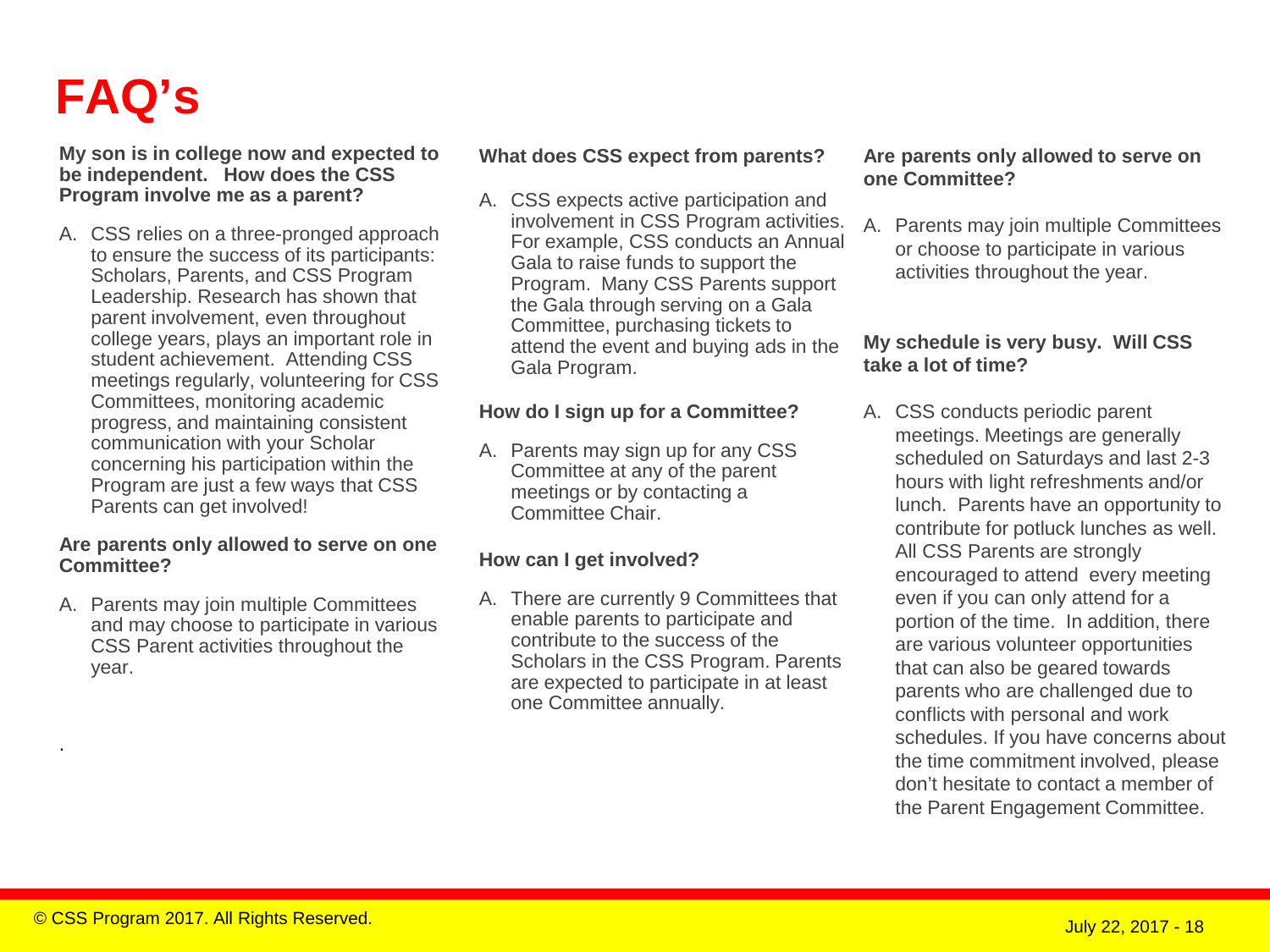# FAQ's

**My son is in college now and expected to be independent. How does the CSS Program involve me as a parent?**

A. CSS relies on a three-pronged approach to ensure the success of its participants: Scholars, Parents, and CSS Program Leadership. Research has shown that parent involvement, even throughout college years, plays an important role in student achievement. Attending CSS meetings regularly, volunteering for CSS Committees, monitoring academic progress, and maintaining consistent communication with your Scholar concerning his participation within the Program are just a few ways that CSS Parents can get involved!

**Are parents only allowed to serve on one Committee?**

A. Parents may join multiple Committees and may choose to participate in various CSS Parent activities throughout the year.

.

**What does CSS expect from parents?**

A. CSS expects active participation and involvement in CSS Program activities. For example, CSS conducts an Annual Gala to raise funds to support the Program. Many CSS Parents support the Gala through serving on a Gala Committee, purchasing tickets to attend the event and buying ads in the Gala Program.

**How do I sign up for a Committee?**

A. Parents may sign up for any CSS Committee at any of the parent meetings or by contacting a Committee Chair.

**How can I get involved?**

A. There are currently 9 Committees that enable parents to participate and contribute to the success of the Scholars in the CSS Program. Parents are expected to participate in at least one Committee annually.

**Are parents only allowed to serve on one Committee?**

A. Parents may join multiple Committees or choose to participate in various activities throughout the year.

**My schedule is very busy. Will CSS take a lot of time?**

A. CSS conducts periodic parent meetings. Meetings are generally scheduled on Saturdays and last 2-3 hours with light refreshments and/or lunch. Parents have an opportunity to contribute for potluck lunches as well. All CSS Parents are strongly encouraged to attend every meeting even if you can only attend for a portion of the time. In addition, there are various volunteer opportunities that can also be geared towards parents who are challenged due to conflicts with personal and work schedules. If you have concerns about the time commitment involved, please don't hesitate to contact a member of the Parent Engagement Committee.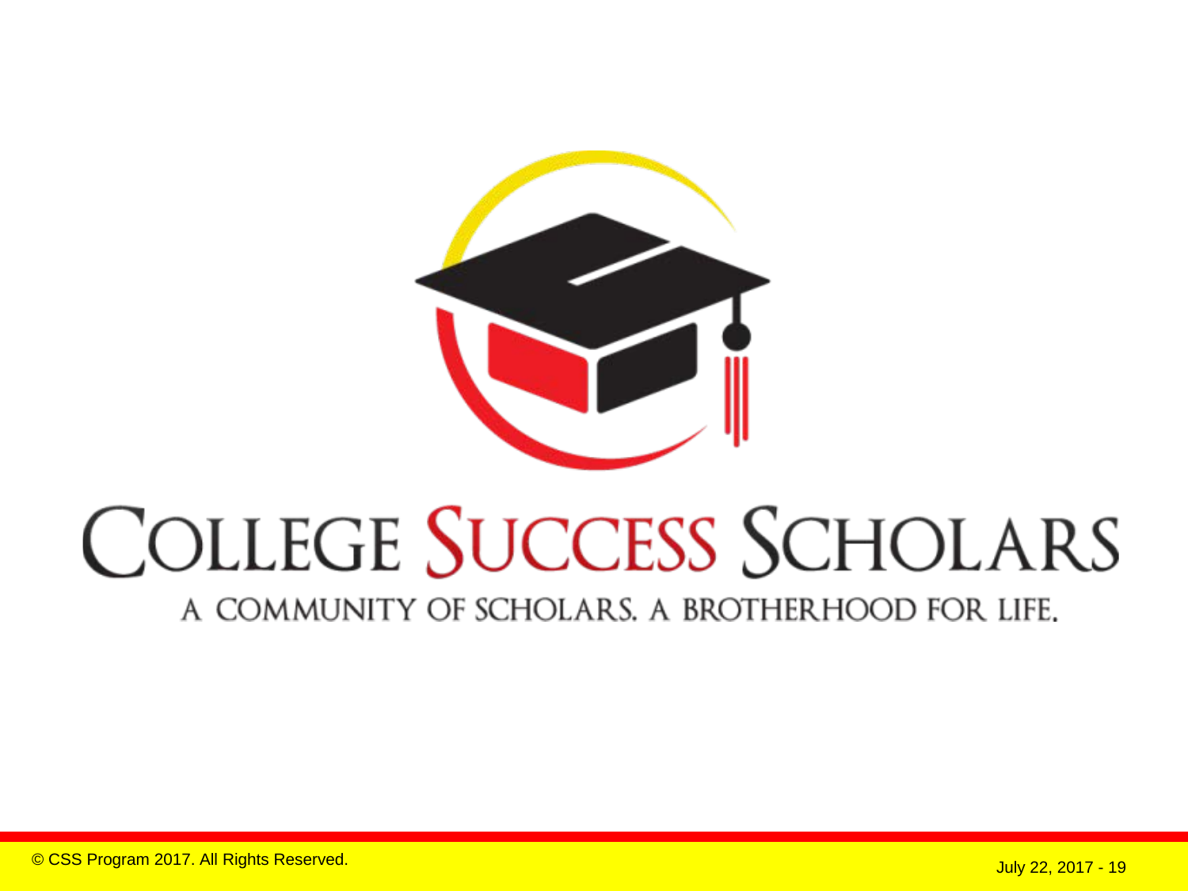# College Success Scholars

A COMMUNITY OF SCHOLARS. A BROTHERHOOD FOR LIFE.